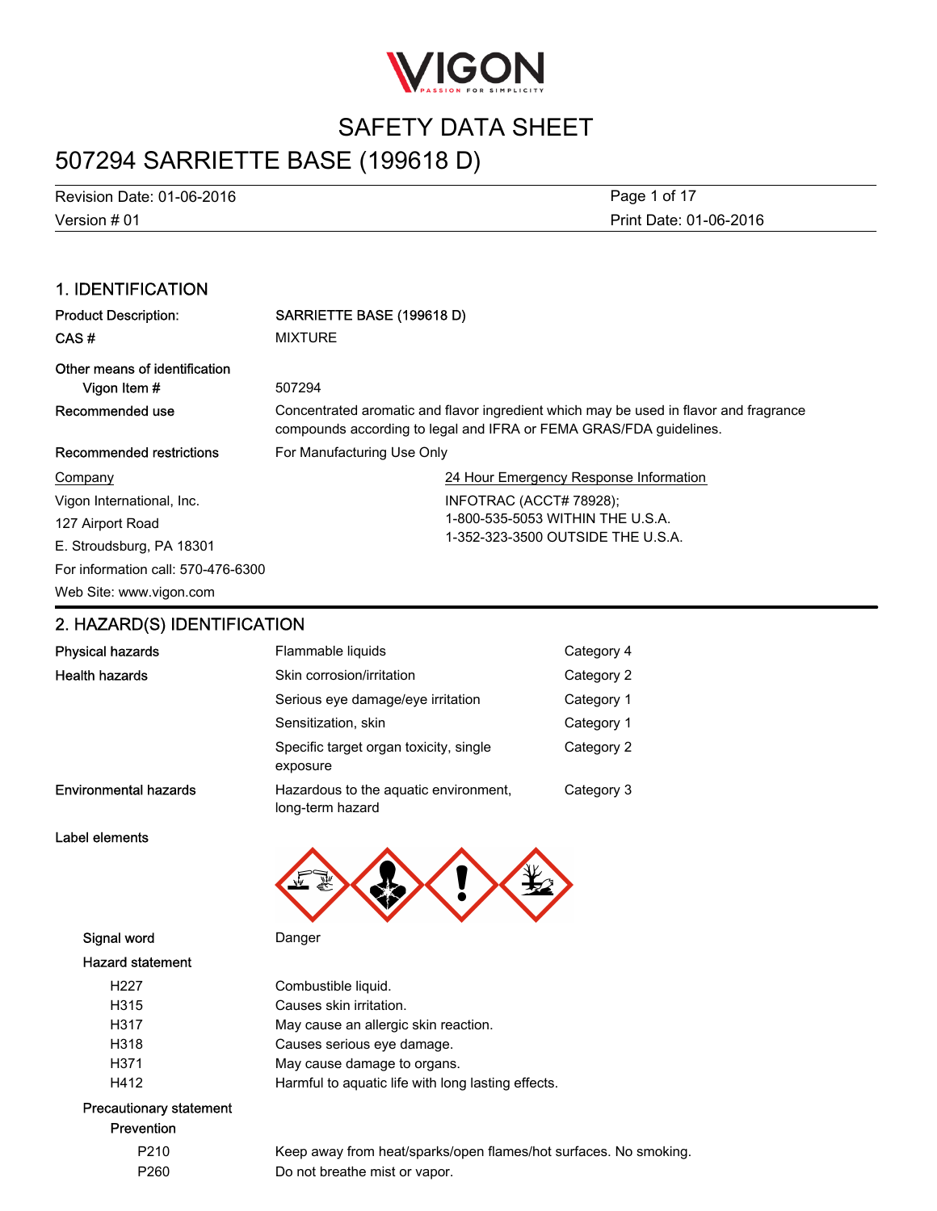# SAFETY DATA SHEET

# 507294 SARRIETTE BASE (199618 D)

Revision Date: 01-06-2016
Version # 01
Print Date: 01-06-2016

## 1. IDENTIFICATION

| | |
|---|---|
| **Product Description:** | **SARRIETTE BASE (199618 D)** |
| **CAS #** | MIXTURE |
| **Other means of identification** | |
| **Vigon Item #** | 507294 |
| **Recommended use** | Concentrated aromatic and flavor ingredient which may be used in flavor and fragrance compounds according to legal and IFRA or FEMA GRAS/FDA guidelines. |
| **Recommended restrictions** | For Manufacturing Use Only |

**Company**
Vigon International, Inc.
127 Airport Road
E. Stroudsburg, PA 18301
For information call: 570-476-6300
Web Site: www.vigon.com

**24 Hour Emergency Response Information**
INFOTRAC (ACCT# 78928);
1-800-535-5053 WITHIN THE U.S.A.
1-352-323-3500 OUTSIDE THE U.S.A.

## 2. HAZARD(S) IDENTIFICATION

| | | |
|---|---|---|
| **Physical hazards** | Flammable liquids | Category 4 |
| **Health hazards** | Skin corrosion/irritation | Category 2 |
| | Serious eye damage/eye irritation | Category 1 |
| | Sensitization, skin | Category 1 |
| | Specific target organ toxicity, single exposure | Category 2 |
| **Environmental hazards** | Hazardous to the aquatic environment, long-term hazard | Category 3 |

**Label elements**

**Signal word** Danger

**Hazard statement**

| | |
|---|---|
| H227 | Combustible liquid. |
| H315 | Causes skin irritation. |
| H317 | May cause an allergic skin reaction. |
| H318 | Causes serious eye damage. |
| H371 | May cause damage to organs. |
| H412 | Harmful to aquatic life with long lasting effects. |

**Precautionary statement**

**Prevention**

| | |
|---|---|
| P210 | Keep away from heat/sparks/open flames/hot surfaces. No smoking. |
| P260 | Do not breathe mist or vapor. |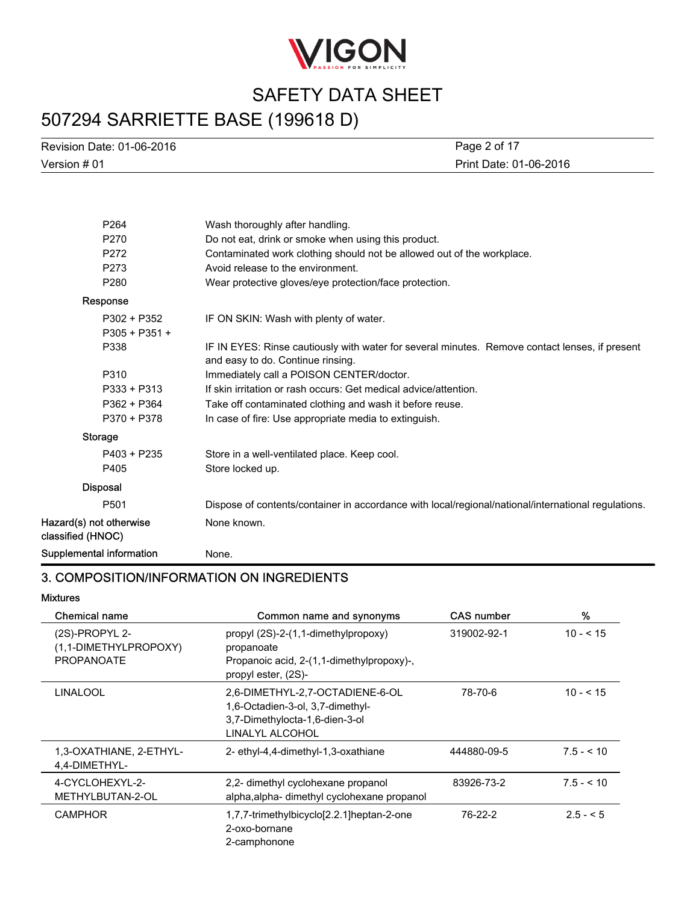| | |
|---|---|
| P264 | Wash thoroughly after handling. |
| P270 | Do not eat, drink or smoke when using this product. |
| P272 | Contaminated work clothing should not be allowed out of the workplace. |
| P273 | Avoid release to the environment. |
| P280 | Wear protective gloves/eye protection/face protection. |

**Response**

| | |
|---|---|
| P302 + P352 | IF ON SKIN: Wash with plenty of water. |
| P305 + P351 + P338 | IF IN EYES: Rinse cautiously with water for several minutes. Remove contact lenses, if present and easy to do. Continue rinsing. |
| P310 | Immediately call a POISON CENTER/doctor. |
| P333 + P313 | If skin irritation or rash occurs: Get medical advice/attention. |
| P362 + P364 | Take off contaminated clothing and wash it before reuse. |
| P370 + P378 | In case of fire: Use appropriate media to extinguish. |

**Storage**

| | |
|---|---|
| P403 + P235 | Store in a well-ventilated place. Keep cool. |
| P405 | Store locked up. |

**Disposal**

| | |
|---|---|
| P501 | Dispose of contents/container in accordance with local/regional/national/international regulations. |

**Hazard(s) not otherwise classified (HNOC)** None known.

**Supplemental information** None.

## 3. COMPOSITION/INFORMATION ON INGREDIENTS

**Mixtures**

| Chemical name | Common name and synonyms | CAS number | % |
|---|---|---|---|
| (2S)-PROPYL 2-(1,1-DIMETHYLPROPOXY) PROPANOATE | propyl (2S)-2-(1,1-dimethylpropoxy) propanoate<br>Propanoic acid, 2-(1,1-dimethylpropoxy)-, propyl ester, (2S)- | 319002-92-1 | 10 - < 15 |
| LINALOOL | 2,6-DIMETHYL-2,7-OCTADIENE-6-OL<br>1,6-Octadien-3-ol, 3,7-dimethyl-<br>3,7-Dimethylocta-1,6-dien-3-ol<br>LINALYL ALCOHOL | 78-70-6 | 10 - < 15 |
| 1,3-OXATHIANE, 2-ETHYL-4,4-DIMETHYL- | 2- ethyl-4,4-dimethyl-1,3-oxathiane | 444880-09-5 | 7.5 - < 10 |
| 4-CYCLOHEXYL-2-METHYLBUTAN-2-OL | 2,2- dimethyl cyclohexane propanol<br>alpha,alpha- dimethyl cyclohexane propanol | 83926-73-2 | 7.5 - < 10 |
| CAMPHOR | 1,7,7-trimethylbicyclo[2.2.1]heptan-2-one<br>2-oxo-bornane<br>2-camphonone | 76-22-2 | 2.5 - < 5 |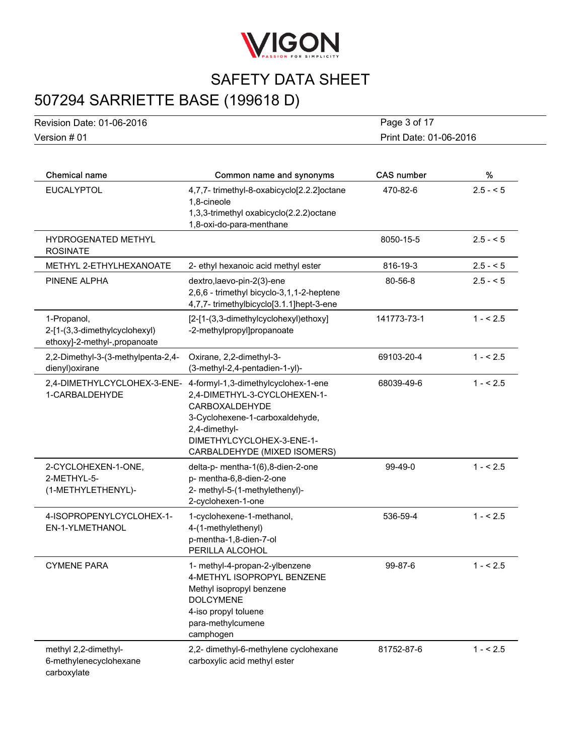| Chemical name | Common name and synonyms | CAS number | % |
|---|---|---|---|
| EUCALYPTOL | 4,7,7- trimethyl-8-oxabicyclo[2.2.2]octane<br>1,8-cineole<br>1,3,3-trimethyl oxabicyclo(2.2.2)octane<br>1,8-oxi-do-para-menthane | 470-82-6 | 2.5 - < 5 |
| HYDROGENATED METHYL ROSINATE | | 8050-15-5 | 2.5 - < 5 |
| METHYL 2-ETHYLHEXANOATE | 2- ethyl hexanoic acid methyl ester | 816-19-3 | 2.5 - < 5 |
| PINENE ALPHA | dextro,laevo-pin-2(3)-ene<br>2,6,6 - trimethyl bicyclo-3,1,1-2-heptene<br>4,7,7- trimethylbicyclo[3.1.1]hept-3-ene | 80-56-8 | 2.5 - < 5 |
| 1-Propanol, 2-[1-(3,3-dimethylcyclohexyl) ethoxy]-2-methyl-,propanoate | [2-[1-(3,3-dimethylcyclohexyl)ethoxy] -2-methylpropyl]propanoate | 141773-73-1 | 1 - < 2.5 |
| 2,2-Dimethyl-3-(3-methylpenta-2,4-dienyl)oxirane | Oxirane, 2,2-dimethyl-3-(3-methyl-2,4-pentadien-1-yl)- | 69103-20-4 | 1 - < 2.5 |
| 2,4-DIMETHYLCYCLOHEX-3-ENE-1-CARBALDEHYDE | 4-formyl-1,3-dimethylcyclohex-1-ene<br>2,4-DIMETHYL-3-CYCLOHEXEN-1-CARBOXALDEHYDE<br>3-Cyclohexene-1-carboxaldehyde, 2,4-dimethyl-<br>DIMETHYLCYCLOHEX-3-ENE-1-CARBALDEHYDE (MIXED ISOMERS) | 68039-49-6 | 1 - < 2.5 |
| 2-CYCLOHEXEN-1-ONE, 2-METHYL-5-(1-METHYLETHENYL)- | delta-p- mentha-1(6),8-dien-2-one<br>p- mentha-6,8-dien-2-one<br>2- methyl-5-(1-methylethenyl)-2-cyclohexen-1-one | 99-49-0 | 1 - < 2.5 |
| 4-ISOPROPENYLCYCLOHEX-1-EN-1-YLMETHANOL | 1-cyclohexene-1-methanol, 4-(1-methylethenyl)<br>p-mentha-1,8-dien-7-ol<br>PERILLA ALCOHOL | 536-59-4 | 1 - < 2.5 |
| CYMENE PARA | 1- methyl-4-propan-2-ylbenzene<br>4-METHYL ISOPROPYL BENZENE<br>Methyl isopropyl benzene<br>DOLCYMENE<br>4-iso propyl toluene<br>para-methylcumene<br>camphogen | 99-87-6 | 1 - < 2.5 |
| methyl 2,2-dimethyl-6-methylenecyclohexane carboxylate | 2,2- dimethyl-6-methylene cyclohexane carboxylic acid methyl ester | 81752-87-6 | 1 - < 2.5 |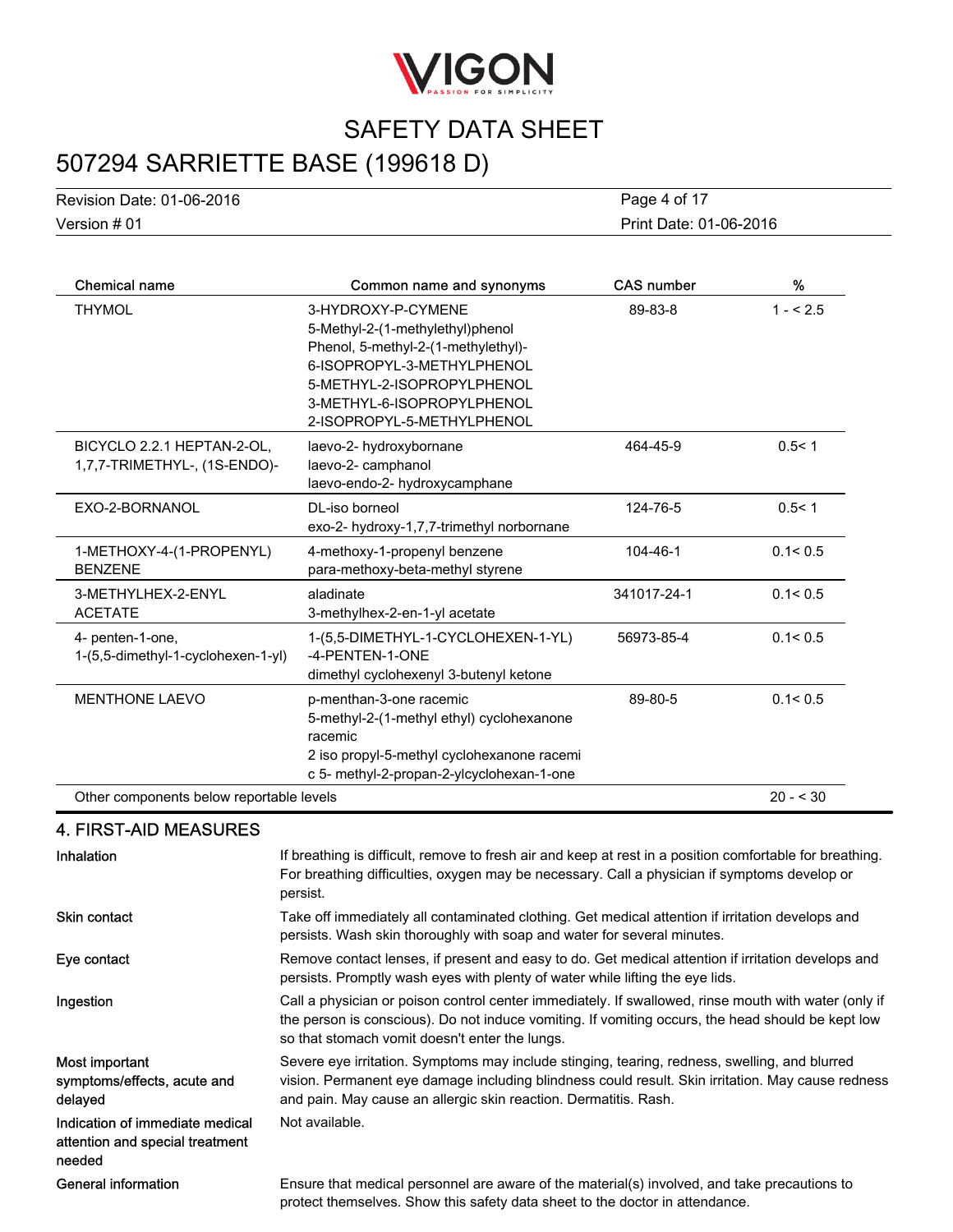| Chemical name | Common name and synonyms | CAS number | % |
|---|---|---|---|
| THYMOL | 3-HYDROXY-P-CYMENE<br>5-Methyl-2-(1-methylethyl)phenol<br>Phenol, 5-methyl-2-(1-methylethyl)-<br>6-ISOPROPYL-3-METHYLPHENOL<br>5-METHYL-2-ISOPROPYLPHENOL<br>3-METHYL-6-ISOPROPYLPHENOL<br>2-ISOPROPYL-5-METHYLPHENOL | 89-83-8 | 1 - < 2.5 |
| BICYCLO 2.2.1 HEPTAN-2-OL, 1,7,7-TRIMETHYL-, (1S-ENDO)- | laevo-2- hydroxybornane<br>laevo-2- camphanol<br>laevo-endo-2- hydroxycamphane | 464-45-9 | 0.5< 1 |
| EXO-2-BORNANOL | DL-iso borneol<br>exo-2- hydroxy-1,7,7-trimethyl norbornane | 124-76-5 | 0.5< 1 |
| 1-METHOXY-4-(1-PROPENYL) BENZENE | 4-methoxy-1-propenyl benzene<br>para-methoxy-beta-methyl styrene | 104-46-1 | 0.1< 0.5 |
| 3-METHYLHEX-2-ENYL ACETATE | aladinate<br>3-methylhex-2-en-1-yl acetate | 341017-24-1 | 0.1< 0.5 |
| 4- penten-1-one, 1-(5,5-dimethyl-1-cyclohexen-1-yl) | 1-(5,5-DIMETHYL-1-CYCLOHEXEN-1-YL) -4-PENTEN-1-ONE<br>dimethyl cyclohexenyl 3-butenyl ketone | 56973-85-4 | 0.1< 0.5 |
| MENTHONE LAEVO | p-menthan-3-one racemic<br>5-methyl-2-(1-methyl ethyl) cyclohexanone racemic<br>2 iso propyl-5-methyl cyclohexanone racemi c 5- methyl-2-propan-2-ylcyclohexan-1-one | 89-80-5 | 0.1< 0.5 |
| Other components below reportable levels | | | 20 - < 30 |

## 4. FIRST-AID MEASURES

**Inhalation**
If breathing is difficult, remove to fresh air and keep at rest in a position comfortable for breathing. For breathing difficulties, oxygen may be necessary. Call a physician if symptoms develop or persist.

**Skin contact**
Take off immediately all contaminated clothing. Get medical attention if irritation develops and persists. Wash skin thoroughly with soap and water for several minutes.

**Eye contact**
Remove contact lenses, if present and easy to do. Get medical attention if irritation develops and persists. Promptly wash eyes with plenty of water while lifting the eye lids.

**Ingestion**
Call a physician or poison control center immediately. If swallowed, rinse mouth with water (only if the person is conscious). Do not induce vomiting. If vomiting occurs, the head should be kept low so that stomach vomit doesn't enter the lungs.

**Most important symptoms/effects, acute and delayed**
Severe eye irritation. Symptoms may include stinging, tearing, redness, swelling, and blurred vision. Permanent eye damage including blindness could result. Skin irritation. May cause redness and pain. May cause an allergic skin reaction. Dermatitis. Rash.

**Indication of immediate medical attention and special treatment needed**
Not available.

**General information**
Ensure that medical personnel are aware of the material(s) involved, and take precautions to protect themselves. Show this safety data sheet to the doctor in attendance.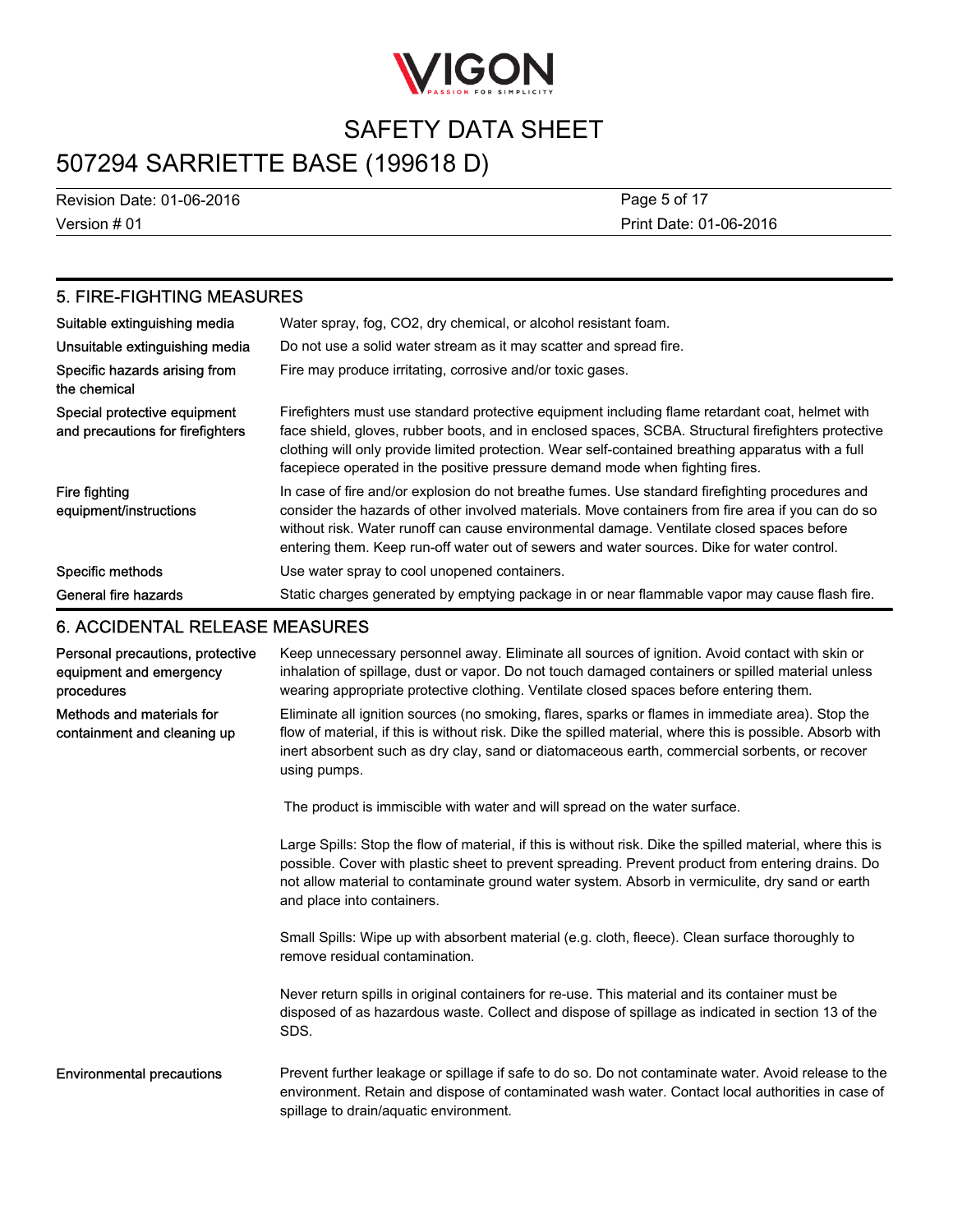## 5. FIRE-FIGHTING MEASURES

| | |
|---|---|
| Suitable extinguishing media | Water spray, fog, $CO_2$, dry chemical, or alcohol resistant foam. |
| Unsuitable extinguishing media | Do not use a solid water stream as it may scatter and spread fire. |
| Specific hazards arising from the chemical | Fire may produce irritating, corrosive and/or toxic gases. |
| Special protective equipment and precautions for firefighters | Firefighters must use standard protective equipment including flame retardant coat, helmet with face shield, gloves, rubber boots, and in enclosed spaces, SCBA. Structural firefighters protective clothing will only provide limited protection. Wear self-contained breathing apparatus with a full facepiece operated in the positive pressure demand mode when fighting fires. |
| Fire fighting equipment/instructions | In case of fire and/or explosion do not breathe fumes. Use standard firefighting procedures and consider the hazards of other involved materials. Move containers from fire area if you can do so without risk. Water runoff can cause environmental damage. Ventilate closed spaces before entering them. Keep run-off water out of sewers and water sources. Dike for water control. |
| Specific methods | Use water spray to cool unopened containers. |
| General fire hazards | Static charges generated by emptying package in or near flammable vapor may cause flash fire. |

## 6. ACCIDENTAL RELEASE MEASURES

| | |
|---|---|
| Personal precautions, protective equipment and emergency procedures | Keep unnecessary personnel away. Eliminate all sources of ignition. Avoid contact with skin or inhalation of spillage, dust or vapor. Do not touch damaged containers or spilled material unless wearing appropriate protective clothing. Ventilate closed spaces before entering them. |
| Methods and materials for containment and cleaning up | Eliminate all ignition sources (no smoking, flares, sparks or flames in immediate area). Stop the flow of material, if this is without risk. Dike the spilled material, where this is possible. Absorb with inert absorbent such as dry clay, sand or diatomaceous earth, commercial sorbents, or recover using pumps.<br><br>The product is immiscible with water and will spread on the water surface.<br><br>Large Spills: Stop the flow of material, if this is without risk. Dike the spilled material, where this is possible. Cover with plastic sheet to prevent spreading. Prevent product from entering drains. Do not allow material to contaminate ground water system. Absorb in vermiculite, dry sand or earth and place into containers.<br><br>Small Spills: Wipe up with absorbent material (e.g. cloth, fleece). Clean surface thoroughly to remove residual contamination.<br><br>Never return spills in original containers for re-use. This material and its container must be disposed of as hazardous waste. Collect and dispose of spillage as indicated in section 13 of the SDS. |
| Environmental precautions | Prevent further leakage or spillage if safe to do so. Do not contaminate water. Avoid release to the environment. Retain and dispose of contaminated wash water. Contact local authorities in case of spillage to drain/aquatic environment. |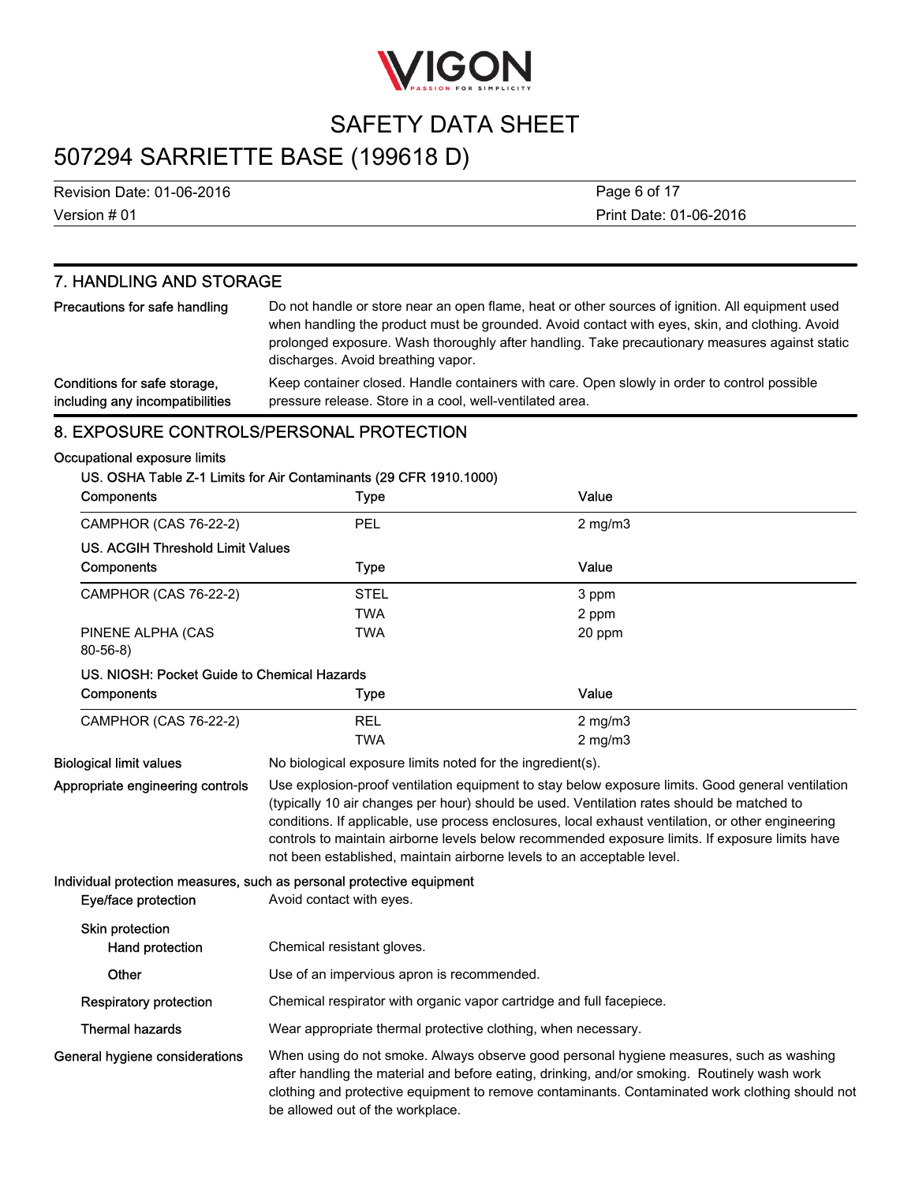## 7. HANDLING AND STORAGE

**Precautions for safe handling**

Do not handle or store near an open flame, heat or other sources of ignition. All equipment used when handling the product must be grounded. Avoid contact with eyes, skin, and clothing. Avoid prolonged exposure. Wash thoroughly after handling. Take precautionary measures against static discharges. Avoid breathing vapor.

**Conditions for safe storage, including any incompatibilities**

Keep container closed. Handle containers with care. Open slowly in order to control possible pressure release. Store in a cool, well-ventilated area.

## 8. EXPOSURE CONTROLS/PERSONAL PROTECTION

**Occupational exposure limits**

**US. OSHA Table Z-1 Limits for Air Contaminants (29 CFR 1910.1000)**

| Components | Type | Value |
|---|---|---|
| CAMPHOR (CAS 76-22-2) | PEL | 2 mg/m3 |

**US. ACGIH Threshold Limit Values**

| Components | Type | Value |
|---|---|---|
| CAMPHOR (CAS 76-22-2) | STEL | 3 ppm |
| | TWA | 2 ppm |
| PINENE ALPHA (CAS 80-56-8) | TWA | 20 ppm |

**US. NIOSH: Pocket Guide to Chemical Hazards**

| Components | Type | Value |
|---|---|---|
| CAMPHOR (CAS 76-22-2) | REL | 2 mg/m3 |
| | TWA | 2 mg/m3 |

**Biological limit values**

No biological exposure limits noted for the ingredient(s).

**Appropriate engineering controls**

Use explosion-proof ventilation equipment to stay below exposure limits. Good general ventilation (typically 10 air changes per hour) should be used. Ventilation rates should be matched to conditions. If applicable, use process enclosures, local exhaust ventilation, or other engineering controls to maintain airborne levels below recommended exposure limits. If exposure limits have not been established, maintain airborne levels to an acceptable level.

**Individual protection measures, such as personal protective equipment**

**Eye/face protection**

Avoid contact with eyes.

**Skin protection**

**Hand protection**

Chemical resistant gloves.

**Other**

Use of an impervious apron is recommended.

**Respiratory protection**

Chemical respirator with organic vapor cartridge and full facepiece.

**Thermal hazards**

Wear appropriate thermal protective clothing, when necessary.

**General hygiene considerations**

When using do not smoke. Always observe good personal hygiene measures, such as washing after handling the material and before eating, drinking, and/or smoking. Routinely wash work clothing and protective equipment to remove contaminants. Contaminated work clothing should not be allowed out of the workplace.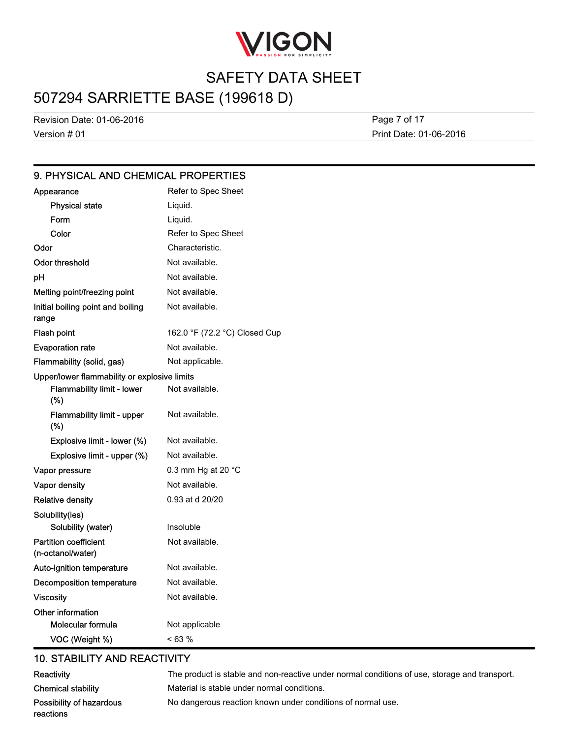## 9. PHYSICAL AND CHEMICAL PROPERTIES

| | |
|---|---|
| Appearance | Refer to Spec Sheet |
| Physical state | Liquid. |
| Form | Liquid. |
| Color | Refer to Spec Sheet |
| Odor | Characteristic. |
| Odor threshold | Not available. |
| pH | Not available. |
| Melting point/freezing point | Not available. |
| Initial boiling point and boiling range | Not available. |
| Flash point | 162.0 °F (72.2 °C) Closed Cup |
| Evaporation rate | Not available. |
| Flammability (solid, gas) | Not applicable. |
| Upper/lower flammability or explosive limits | |
| Flammability limit - lower (%) | Not available. |
| Flammability limit - upper (%) | Not available. |
| Explosive limit - lower (%) | Not available. |
| Explosive limit - upper (%) | Not available. |
| Vapor pressure | 0.3 mm Hg at 20 °C |
| Vapor density | Not available. |
| Relative density | 0.93 at d 20/20 |
| Solubility(ies) | |
| Solubility (water) | Insoluble |
| Partition coefficient (n-octanol/water) | Not available. |
| Auto-ignition temperature | Not available. |
| Decomposition temperature | Not available. |
| Viscosity | Not available. |
| Other information | |
| Molecular formula | Not applicable |
| VOC (Weight %) | < 63 % |

## 10. STABILITY AND REACTIVITY

| | |
|---|---|
| Reactivity | The product is stable and non-reactive under normal conditions of use, storage and transport. |
| Chemical stability | Material is stable under normal conditions. |
| Possibility of hazardous reactions | No dangerous reaction known under conditions of normal use. |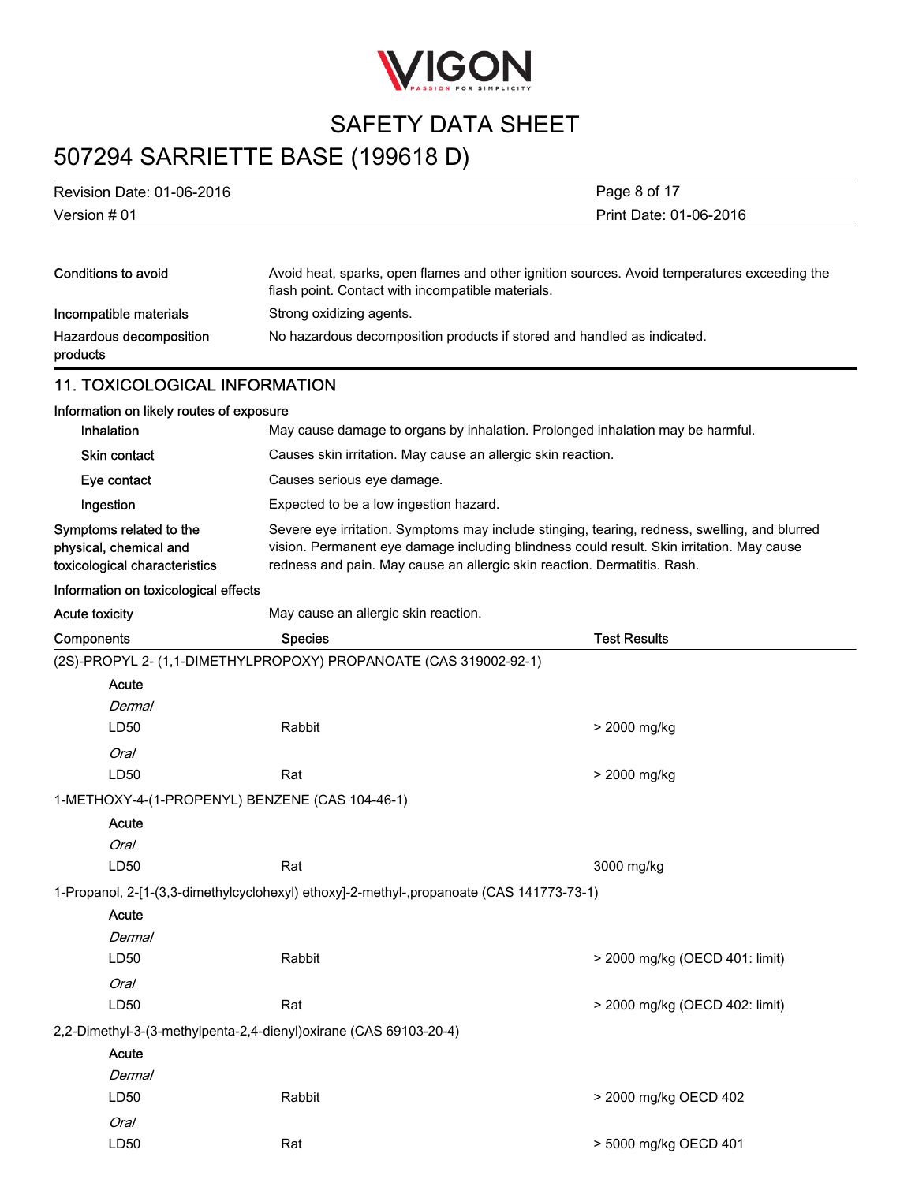| | |
|---|---|
| **Conditions to avoid** | Avoid heat, sparks, open flames and other ignition sources. Avoid temperatures exceeding the flash point. Contact with incompatible materials. |
| **Incompatible materials** | Strong oxidizing agents. |
| **Hazardous decomposition products** | No hazardous decomposition products if stored and handled as indicated. |

## 11. TOXICOLOGICAL INFORMATION

**Information on likely routes of exposure**

| | |
|---|---|
| **Inhalation** | May cause damage to organs by inhalation. Prolonged inhalation may be harmful. |
| **Skin contact** | Causes skin irritation. May cause an allergic skin reaction. |
| **Eye contact** | Causes serious eye damage. |
| **Ingestion** | Expected to be a low ingestion hazard. |
| **Symptoms related to the physical, chemical and toxicological characteristics** | Severe eye irritation. Symptoms may include stinging, tearing, redness, swelling, and blurred vision. Permanent eye damage including blindness could result. Skin irritation. May cause redness and pain. May cause an allergic skin reaction. Dermatitis. Rash. |

**Information on toxicological effects**

**Acute toxicity** May cause an allergic skin reaction.

| Components | Species | Test Results |
|---|---|---|
| (2S)-PROPYL 2- (1,1-DIMETHYLPROPOXY) PROPANOATE (CAS 319002-92-1) | | |
| Acute | | |
| *Dermal* | | |
| LD50 | Rabbit | > 2000 mg/kg |
| *Oral* | | |
| LD50 | Rat | > 2000 mg/kg |
| 1-METHOXY-4-(1-PROPENYL) BENZENE (CAS 104-46-1) | | |
| Acute | | |
| *Oral* | | |
| LD50 | Rat | 3000 mg/kg |
| 1-Propanol, 2-[1-(3,3-dimethylcyclohexyl) ethoxy]-2-methyl-,propanoate (CAS 141773-73-1) | | |
| Acute | | |
| *Dermal* | | |
| LD50 | Rabbit | > 2000 mg/kg (OECD 401: limit) |
| *Oral* | | |
| LD50 | Rat | > 2000 mg/kg (OECD 402: limit) |
| 2,2-Dimethyl-3-(3-methylpenta-2,4-dienyl)oxirane (CAS 69103-20-4) | | |
| Acute | | |
| *Dermal* | | |
| LD50 | Rabbit | > 2000 mg/kg OECD 402 |
| *Oral* | | |
| LD50 | Rat | > 5000 mg/kg OECD 401 |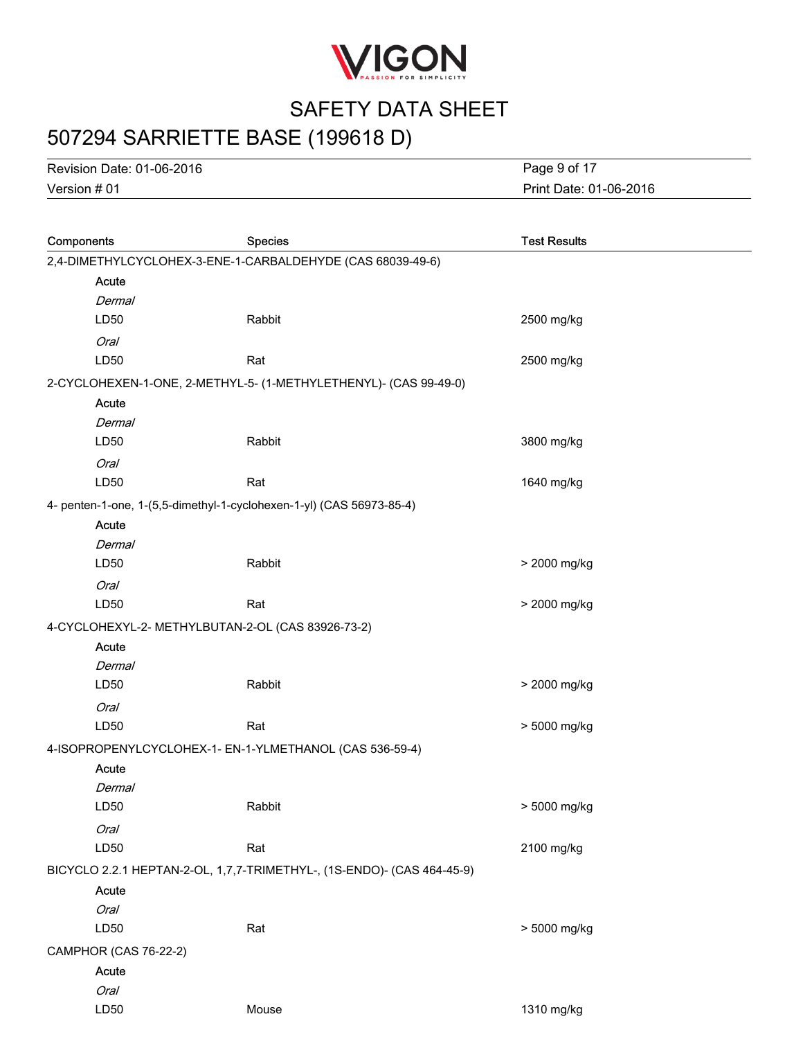| Components | Species | Test Results |
|---|---|---|
| 2,4-DIMETHYLCYCLOHEX-3-ENE-1-CARBALDEHYDE (CAS 68039-49-6) | | |
| **Acute** | | |
| *Dermal* | | |
| LD50 | Rabbit | 2500 mg/kg |
| *Oral* | | |
| LD50 | Rat | 2500 mg/kg |
| 2-CYCLOHEXEN-1-ONE, 2-METHYL-5- (1-METHYLETHENYL)- (CAS 99-49-0) | | |
| **Acute** | | |
| *Dermal* | | |
| LD50 | Rabbit | 3800 mg/kg |
| *Oral* | | |
| LD50 | Rat | 1640 mg/kg |
| 4- penten-1-one, 1-(5,5-dimethyl-1-cyclohexen-1-yl) (CAS 56973-85-4) | | |
| **Acute** | | |
| *Dermal* | | |
| LD50 | Rabbit | > 2000 mg/kg |
| *Oral* | | |
| LD50 | Rat | > 2000 mg/kg |
| 4-CYCLOHEXYL-2- METHYLBUTAN-2-OL (CAS 83926-73-2) | | |
| **Acute** | | |
| *Dermal* | | |
| LD50 | Rabbit | > 2000 mg/kg |
| *Oral* | | |
| LD50 | Rat | > 5000 mg/kg |
| 4-ISOPROPENYLCYCLOHEX-1- EN-1-YLMETHANOL (CAS 536-59-4) | | |
| **Acute** | | |
| *Dermal* | | |
| LD50 | Rabbit | > 5000 mg/kg |
| *Oral* | | |
| LD50 | Rat | 2100 mg/kg |
| BICYCLO 2.2.1 HEPTAN-2-OL, 1,7,7-TRIMETHYL-, (1S-ENDO)- (CAS 464-45-9) | | |
| **Acute** | | |
| *Oral* | | |
| LD50 | Rat | > 5000 mg/kg |
| CAMPHOR (CAS 76-22-2) | | |
| **Acute** | | |
| *Oral* | | |
| LD50 | Mouse | 1310 mg/kg |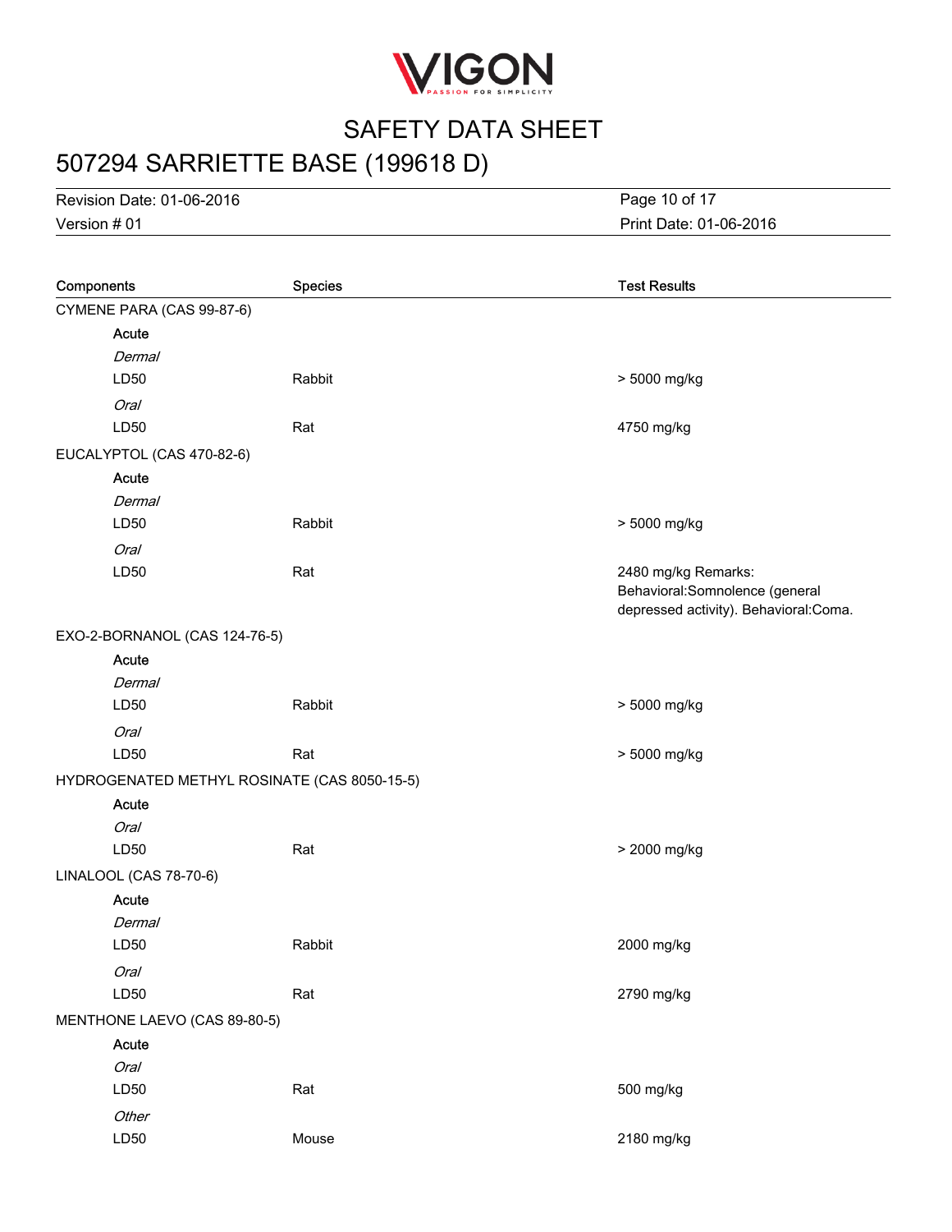| Components | Species | Test Results |
|---|---|---|
| CYMENE PARA (CAS 99-87-6) | | |
| **Acute** | | |
| *Dermal* | | |
| LD50 | Rabbit | > 5000 mg/kg |
| *Oral* | | |
| LD50 | Rat | 4750 mg/kg |
| EUCALYPTOL (CAS 470-82-6) | | |
| **Acute** | | |
| *Dermal* | | |
| LD50 | Rabbit | > 5000 mg/kg |
| *Oral* | | |
| LD50 | Rat | 2480 mg/kg Remarks: Behavioral:Somnolence (general depressed activity). Behavioral:Coma. |
| EXO-2-BORNANOL (CAS 124-76-5) | | |
| **Acute** | | |
| *Dermal* | | |
| LD50 | Rabbit | > 5000 mg/kg |
| *Oral* | | |
| LD50 | Rat | > 5000 mg/kg |
| HYDROGENATED METHYL ROSINATE (CAS 8050-15-5) | | |
| **Acute** | | |
| *Oral* | | |
| LD50 | Rat | > 2000 mg/kg |
| LINALOOL (CAS 78-70-6) | | |
| **Acute** | | |
| *Dermal* | | |
| LD50 | Rabbit | 2000 mg/kg |
| *Oral* | | |
| LD50 | Rat | 2790 mg/kg |
| MENTHONE LAEVO (CAS 89-80-5) | | |
| **Acute** | | |
| *Oral* | | |
| LD50 | Rat | 500 mg/kg |
| *Other* | | |
| LD50 | Mouse | 2180 mg/kg |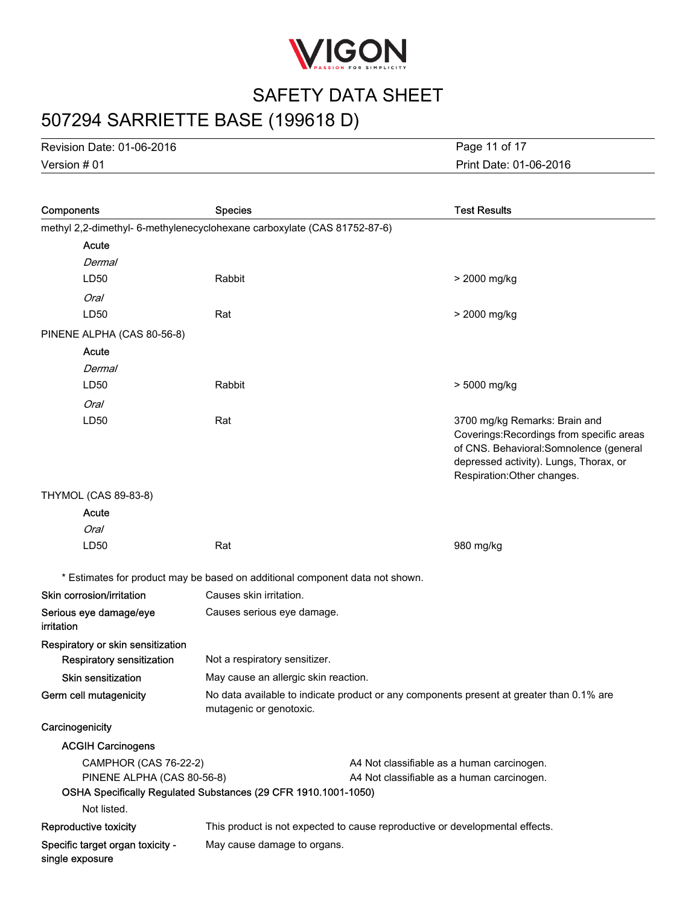| Components | Species | Test Results |
|---|---|---|
| methyl 2,2-dimethyl- 6-methylenecyclohexane carboxylate (CAS 81752-87-6) | | |
| **Acute** | | |
| *Dermal* | | |
| LD50 | Rabbit | > 2000 mg/kg |
| *Oral* | | |
| LD50 | Rat | > 2000 mg/kg |
| PINENE ALPHA (CAS 80-56-8) | | |
| **Acute** | | |
| *Dermal* | | |
| LD50 | Rabbit | > 5000 mg/kg |
| *Oral* | | |
| LD50 | Rat | 3700 mg/kg Remarks: Brain and Coverings:Recordings from specific areas of CNS. Behavioral:Somnolence (general depressed activity). Lungs, Thorax, or Respiration:Other changes. |
| THYMOL (CAS 89-83-8) | | |
| **Acute** | | |
| *Oral* | | |
| LD50 | Rat | 980 mg/kg |

\* Estimates for product may be based on additional component data not shown.

**Skin corrosion/irritation** Causes skin irritation.

**Serious eye damage/eye irritation** Causes serious eye damage.

**Respiratory or skin sensitization**

**Respiratory sensitization** Not a respiratory sensitizer.

**Skin sensitization** May cause an allergic skin reaction.

**Germ cell mutagenicity** No data available to indicate product or any components present at greater than 0.1% are mutagenic or genotoxic.

**Carcinogenicity**

**ACGIH Carcinogens**

| | |
|---|---|
| CAMPHOR (CAS 76-22-2) | A4 Not classifiable as a human carcinogen. |
| PINENE ALPHA (CAS 80-56-8) | A4 Not classifiable as a human carcinogen. |

**OSHA Specifically Regulated Substances (29 CFR 1910.1001-1050)**

Not listed.

**Reproductive toxicity** This product is not expected to cause reproductive or developmental effects.

**Specific target organ toxicity - single exposure** May cause damage to organs.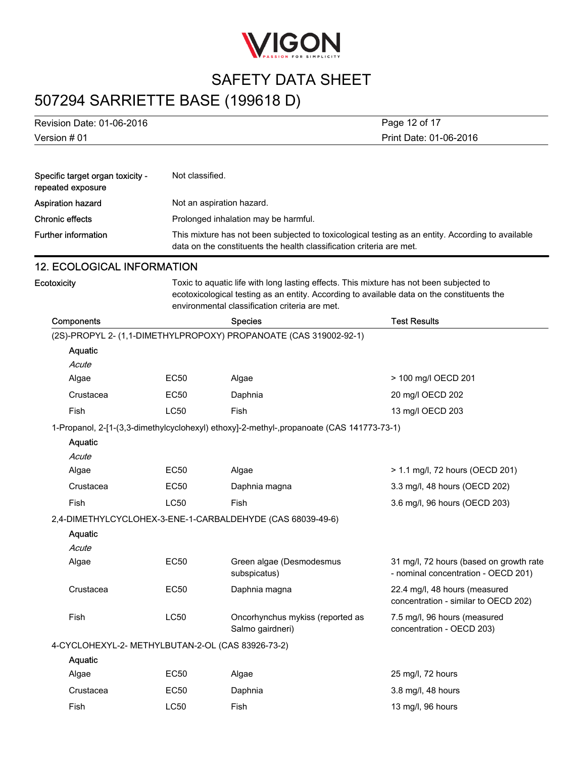| | |
|---|---|
| **Specific target organ toxicity - repeated exposure** | Not classified. |
| **Aspiration hazard** | Not an aspiration hazard. |
| **Chronic effects** | Prolonged inhalation may be harmful. |
| **Further information** | This mixture has not been subjected to toxicological testing as an entity. According to available data on the constituents the health classification criteria are met. |

## 12. ECOLOGICAL INFORMATION

**Ecotoxicity** Toxic to aquatic life with long lasting effects. This mixture has not been subjected to ecotoxicological testing as an entity. According to available data on the constituents the environmental classification criteria are met.

| Components | | Species | Test Results |
|---|---|---|---|
| (2S)-PROPYL 2- (1,1-DIMETHYLPROPOXY) PROPANOATE (CAS 319002-92-1) | | | |
| **Aquatic** | | | |
| *Acute* | | | |
| Algae | EC50 | Algae | > 100 mg/l OECD 201 |
| Crustacea | EC50 | Daphnia | 20 mg/l OECD 202 |
| Fish | LC50 | Fish | 13 mg/l OECD 203 |
| 1-Propanol, 2-[1-(3,3-dimethylcyclohexyl) ethoxy]-2-methyl-,propanoate (CAS 141773-73-1) | | | |
| **Aquatic** | | | |
| *Acute* | | | |
| Algae | EC50 | Algae | > 1.1 mg/l, 72 hours (OECD 201) |
| Crustacea | EC50 | Daphnia magna | 3.3 mg/l, 48 hours (OECD 202) |
| Fish | LC50 | Fish | 3.6 mg/l, 96 hours (OECD 203) |
| 2,4-DIMETHYLCYCLOHEX-3-ENE-1-CARBALDEHYDE (CAS 68039-49-6) | | | |
| **Aquatic** | | | |
| *Acute* | | | |
| Algae | EC50 | Green algae (Desmodesmus subspicatus) | 31 mg/l, 72 hours (based on growth rate - nominal concentration - OECD 201) |
| Crustacea | EC50 | Daphnia magna | 22.4 mg/l, 48 hours (measured concentration - similar to OECD 202) |
| Fish | LC50 | Oncorhynchus mykiss (reported as Salmo gairdneri) | 7.5 mg/l, 96 hours (measured concentration - OECD 203) |
| 4-CYCLOHEXYL-2- METHYLBUTAN-2-OL (CAS 83926-73-2) | | | |
| **Aquatic** | | | |
| Algae | EC50 | Algae | 25 mg/l, 72 hours |
| Crustacea | EC50 | Daphnia | 3.8 mg/l, 48 hours |
| Fish | LC50 | Fish | 13 mg/l, 96 hours |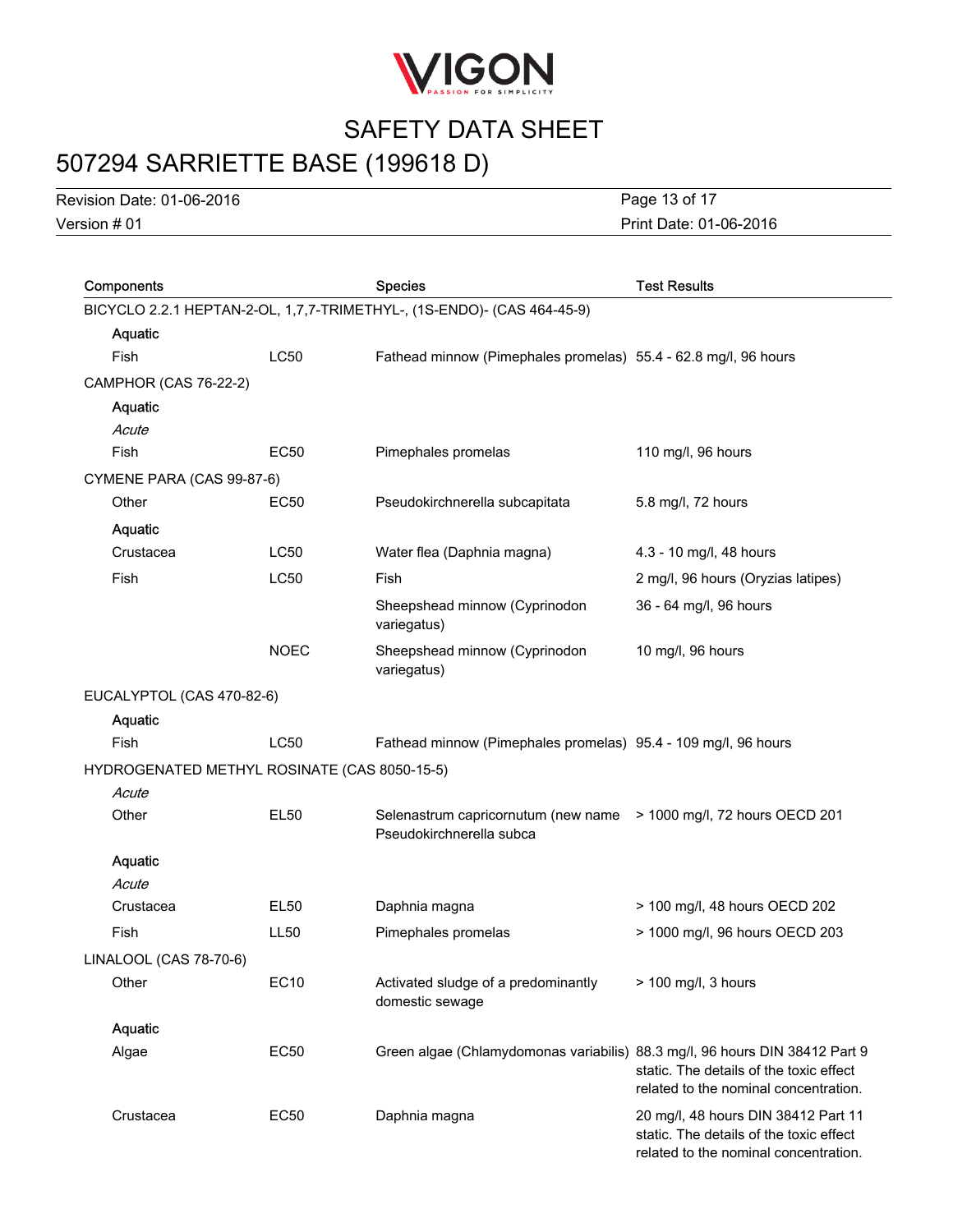| Components | | Species | Test Results |
|---|---|---|---|
| BICYCLO 2.2.1 HEPTAN-2-OL, 1,7,7-TRIMETHYL-, (1S-ENDO)- (CAS 464-45-9) | | | |
| **Aquatic** | | | |
| Fish | LC50 | Fathead minnow (Pimephales promelas) | 55.4 - 62.8 mg/l, 96 hours |
| CAMPHOR (CAS 76-22-2) | | | |
| **Aquatic** | | | |
| *Acute* | | | |
| Fish | EC50 | Pimephales promelas | 110 mg/l, 96 hours |
| CYMENE PARA (CAS 99-87-6) | | | |
| Other | EC50 | Pseudokirchnerella subcapitata | 5.8 mg/l, 72 hours |
| **Aquatic** | | | |
| Crustacea | LC50 | Water flea (Daphnia magna) | 4.3 - 10 mg/l, 48 hours |
| Fish | LC50 | Fish | 2 mg/l, 96 hours (Oryzias latipes) |
| | | Sheepshead minnow (Cyprinodon variegatus) | 36 - 64 mg/l, 96 hours |
| | NOEC | Sheepshead minnow (Cyprinodon variegatus) | 10 mg/l, 96 hours |
| EUCALYPTOL (CAS 470-82-6) | | | |
| **Aquatic** | | | |
| Fish | LC50 | Fathead minnow (Pimephales promelas) | 95.4 - 109 mg/l, 96 hours |
| HYDROGENATED METHYL ROSINATE (CAS 8050-15-5) | | | |
| *Acute* | | | |
| Other | EL50 | Selenastrum capricornutum (new name Pseudokirchnerella subca | > 1000 mg/l, 72 hours OECD 201 |
| **Aquatic** | | | |
| *Acute* | | | |
| Crustacea | EL50 | Daphnia magna | > 100 mg/l, 48 hours OECD 202 |
| Fish | LL50 | Pimephales promelas | > 1000 mg/l, 96 hours OECD 203 |
| LINALOOL (CAS 78-70-6) | | | |
| Other | EC10 | Activated sludge of a predominantly domestic sewage | > 100 mg/l, 3 hours |
| **Aquatic** | | | |
| Algae | EC50 | Green algae (Chlamydomonas variabilis) | 88.3 mg/l, 96 hours DIN 38412 Part 9 static. The details of the toxic effect related to the nominal concentration. |
| Crustacea | EC50 | Daphnia magna | 20 mg/l, 48 hours DIN 38412 Part 11 static. The details of the toxic effect related to the nominal concentration. |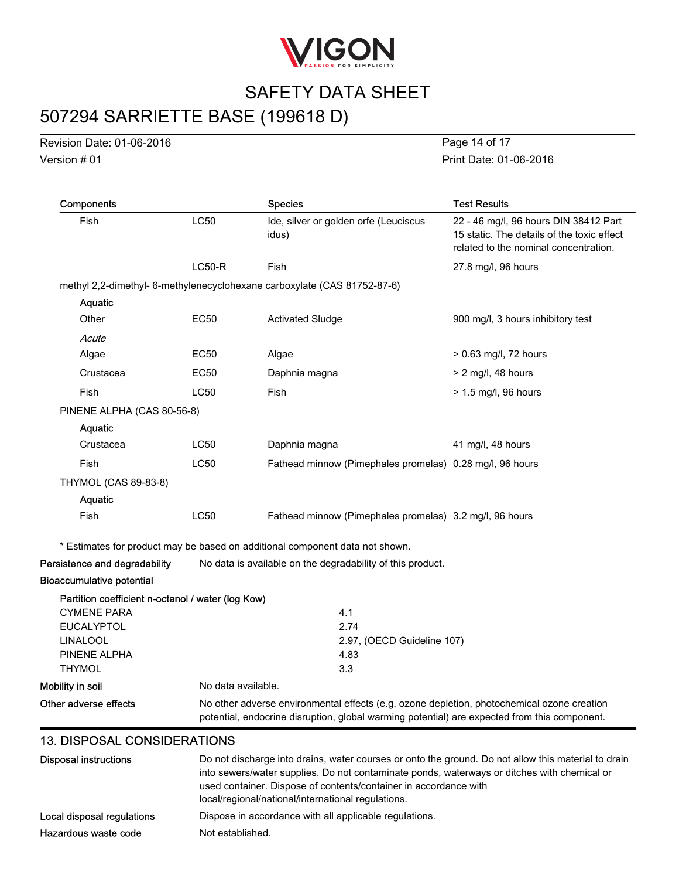| Components | | Species | Test Results |
|---|---|---|---|
| Fish | LC50 | Ide, silver or golden orfe (Leuciscus idus) | 22 - 46 mg/l, 96 hours DIN 38412 Part 15 static. The details of the toxic effect related to the nominal concentration. |
| | LC50-R | Fish | 27.8 mg/l, 96 hours |
| methyl 2,2-dimethyl- 6-methylenecyclohexane carboxylate (CAS 81752-87-6) | | | |
| **Aquatic** | | | |
| Other | EC50 | Activated Sludge | 900 mg/l, 3 hours inhibitory test |
| *Acute* | | | |
| Algae | EC50 | Algae | > 0.63 mg/l, 72 hours |
| Crustacea | EC50 | Daphnia magna | > 2 mg/l, 48 hours |
| Fish | LC50 | Fish | > 1.5 mg/l, 96 hours |
| PINENE ALPHA (CAS 80-56-8) | | | |
| **Aquatic** | | | |
| Crustacea | LC50 | Daphnia magna | 41 mg/l, 48 hours |
| Fish | LC50 | Fathead minnow (Pimephales promelas) | 0.28 mg/l, 96 hours |
| THYMOL (CAS 89-83-8) | | | |
| **Aquatic** | | | |
| Fish | LC50 | Fathead minnow (Pimephales promelas) | 3.2 mg/l, 96 hours |

* Estimates for product may be based on additional component data not shown.

**Persistence and degradability** No data is available on the degradability of this product.

**Bioaccumulative potential**

**Partition coefficient n-octanol / water (log Kow)**

| | |
|---|---|
| CYMENE PARA | 4.1 |
| EUCALYPTOL | 2.74 |
| LINALOOL | 2.97, (OECD Guideline 107) |
| PINENE ALPHA | 4.83 |
| THYMOL | 3.3 |

**Mobility in soil** No data available.

**Other adverse effects** No other adverse environmental effects (e.g. ozone depletion, photochemical ozone creation potential, endocrine disruption, global warming potential) are expected from this component.

## 13. DISPOSAL CONSIDERATIONS

**Disposal instructions** Do not discharge into drains, water courses or onto the ground. Do not allow this material to drain into sewers/water supplies. Do not contaminate ponds, waterways or ditches with chemical or used container. Dispose of contents/container in accordance with local/regional/national/international regulations.

**Local disposal regulations** Dispose in accordance with all applicable regulations.

**Hazardous waste code** Not established.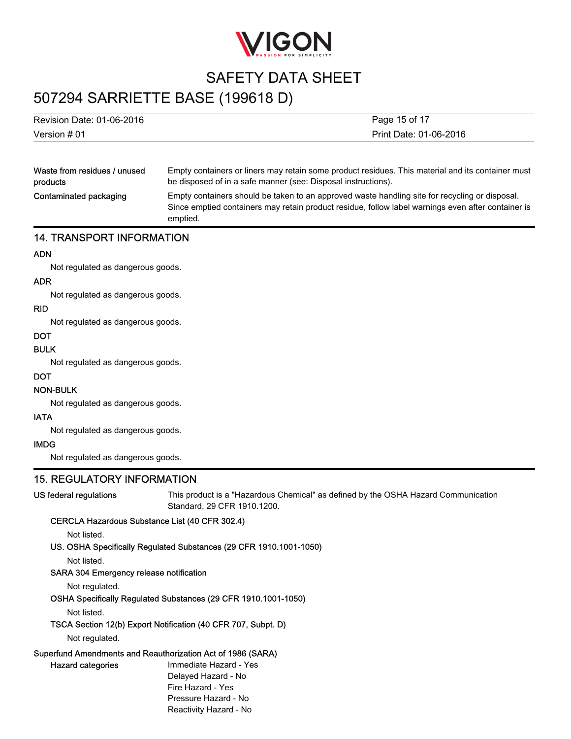| | |
|---|---|
| Waste from residues / unused products | Empty containers or liners may retain some product residues. This material and its container must be disposed of in a safe manner (see: Disposal instructions). |
| Contaminated packaging | Empty containers should be taken to an approved waste handling site for recycling or disposal. Since emptied containers may retain product residue, follow label warnings even after container is emptied. |

## 14. TRANSPORT INFORMATION

**ADN**

Not regulated as dangerous goods.

**ADR**

Not regulated as dangerous goods.

**RID**

Not regulated as dangerous goods.

**DOT**

**BULK**

Not regulated as dangerous goods.

**DOT**

**NON-BULK**

Not regulated as dangerous goods.

**IATA**

Not regulated as dangerous goods.

**IMDG**

Not regulated as dangerous goods.

## 15. REGULATORY INFORMATION

**US federal regulations** This product is a "Hazardous Chemical" as defined by the OSHA Hazard Communication Standard, 29 CFR 1910.1200.

**CERCLA Hazardous Substance List (40 CFR 302.4)**

Not listed.

**US. OSHA Specifically Regulated Substances (29 CFR 1910.1001-1050)**

Not listed.

**SARA 304 Emergency release notification**

Not regulated.

**OSHA Specifically Regulated Substances (29 CFR 1910.1001-1050)**

Not listed.

**TSCA Section 12(b) Export Notification (40 CFR 707, Subpt. D)**

Not regulated.

**Superfund Amendments and Reauthorization Act of 1986 (SARA)**

**Hazard categories**

- Immediate Hazard - Yes
- Delayed Hazard - No
- Fire Hazard - Yes
- Pressure Hazard - No
- Reactivity Hazard - No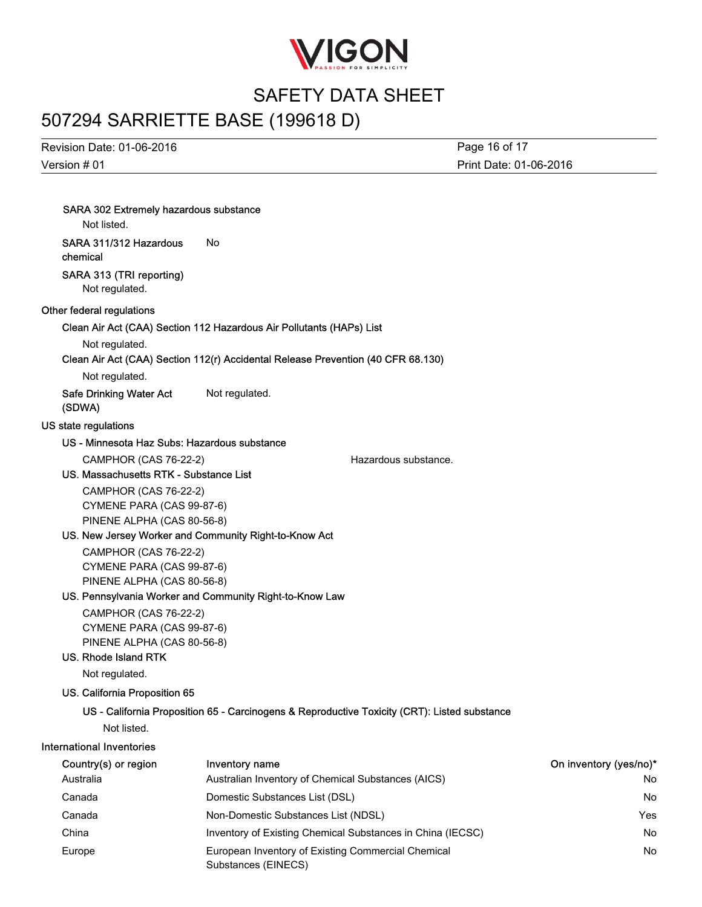**SARA 302 Extremely hazardous substance**

Not listed.

**SARA 311/312 Hazardous chemical** No

**SARA 313 (TRI reporting)**

Not regulated.

**Other federal regulations**

**Clean Air Act (CAA) Section 112 Hazardous Air Pollutants (HAPs) List**

Not regulated.

**Clean Air Act (CAA) Section 112(r) Accidental Release Prevention (40 CFR 68.130)**

Not regulated.

**Safe Drinking Water Act (SDWA)** Not regulated.

**US state regulations**

**US - Minnesota Haz Subs: Hazardous substance**

CAMPHOR (CAS 76-22-2) Hazardous substance.

**US. Massachusetts RTK - Substance List**

CAMPHOR (CAS 76-22-2)
CYMENE PARA (CAS 99-87-6)
PINENE ALPHA (CAS 80-56-8)

**US. New Jersey Worker and Community Right-to-Know Act**

CAMPHOR (CAS 76-22-2)
CYMENE PARA (CAS 99-87-6)
PINENE ALPHA (CAS 80-56-8)

**US. Pennsylvania Worker and Community Right-to-Know Law**

CAMPHOR (CAS 76-22-2)
CYMENE PARA (CAS 99-87-6)
PINENE ALPHA (CAS 80-56-8)

**US. Rhode Island RTK**

Not regulated.

**US. California Proposition 65**

**US - California Proposition 65 - Carcinogens & Reproductive Toxicity (CRT): Listed substance**

Not listed.

**International Inventories**

| Country(s) or region | Inventory name | On inventory (yes/no)* |
|---|---|---|
| Australia | Australian Inventory of Chemical Substances (AICS) | No |
| Canada | Domestic Substances List (DSL) | No |
| Canada | Non-Domestic Substances List (NDSL) | Yes |
| China | Inventory of Existing Chemical Substances in China (IECSC) | No |
| Europe | European Inventory of Existing Commercial Chemical Substances (EINECS) | No |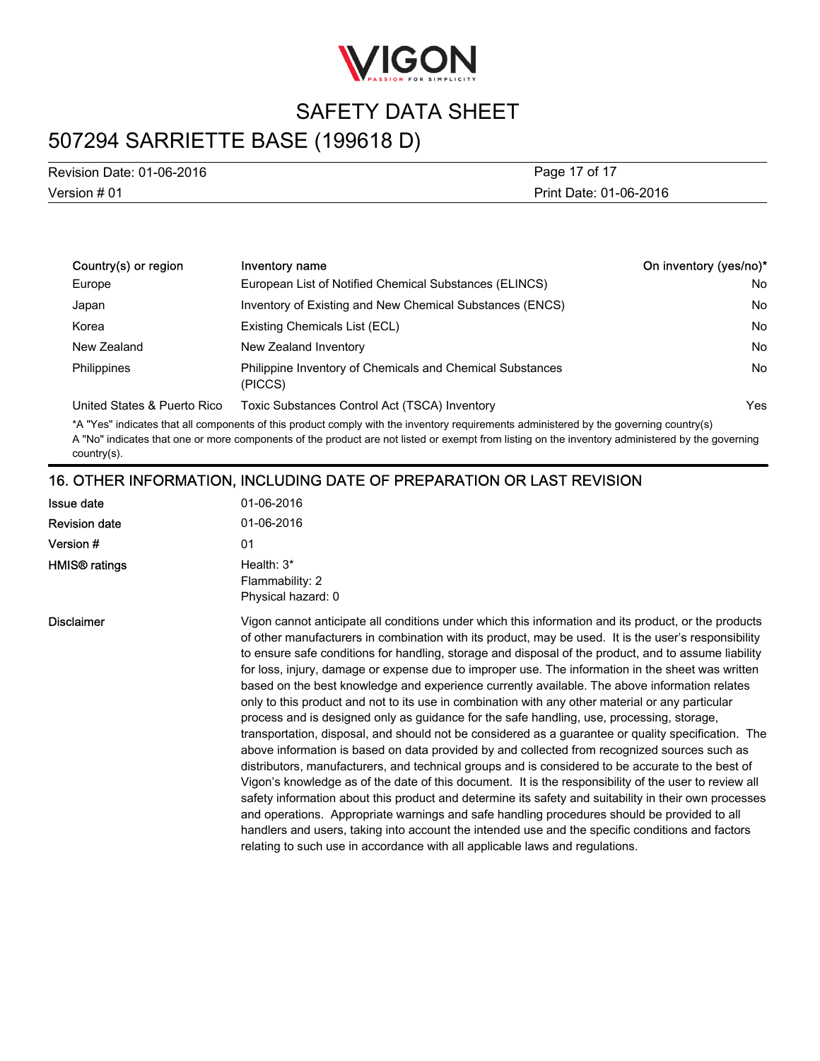| Country(s) or region | Inventory name | On inventory (yes/no)* |
| --- | --- | --- |
| Europe | European List of Notified Chemical Substances (ELINCS) | No |
| Japan | Inventory of Existing and New Chemical Substances (ENCS) | No |
| Korea | Existing Chemicals List (ECL) | No |
| New Zealand | New Zealand Inventory | No |
| Philippines | Philippine Inventory of Chemicals and Chemical Substances (PICCS) | No |
| United States & Puerto Rico | Toxic Substances Control Act (TSCA) Inventory | Yes |

*A "Yes" indicates that all components of this product comply with the inventory requirements administered by the governing country(s)
A "No" indicates that one or more components of the product are not listed or exempt from listing on the inventory administered by the governing country(s).

## 16. OTHER INFORMATION, INCLUDING DATE OF PREPARATION OR LAST REVISION

**Issue date** 01-06-2016

**Revision date** 01-06-2016

**Version #** 01

**HMIS® ratings**
Health: 3*
Flammability: 2
Physical hazard: 0

**Disclaimer**

Vigon cannot anticipate all conditions under which this information and its product, or the products of other manufacturers in combination with its product, may be used. It is the user's responsibility to ensure safe conditions for handling, storage and disposal of the product, and to assume liability for loss, injury, damage or expense due to improper use. The information in the sheet was written based on the best knowledge and experience currently available. The above information relates only to this product and not to its use in combination with any other material or any particular process and is designed only as guidance for the safe handling, use, processing, storage, transportation, disposal, and should not be considered as a guarantee or quality specification. The above information is based on data provided by and collected from recognized sources such as distributors, manufacturers, and technical groups and is considered to be accurate to the best of Vigon's knowledge as of the date of this document. It is the responsibility of the user to review all safety information about this product and determine its safety and suitability in their own processes and operations. Appropriate warnings and safe handling procedures should be provided to all handlers and users, taking into account the intended use and the specific conditions and factors relating to such use in accordance with all applicable laws and regulations.